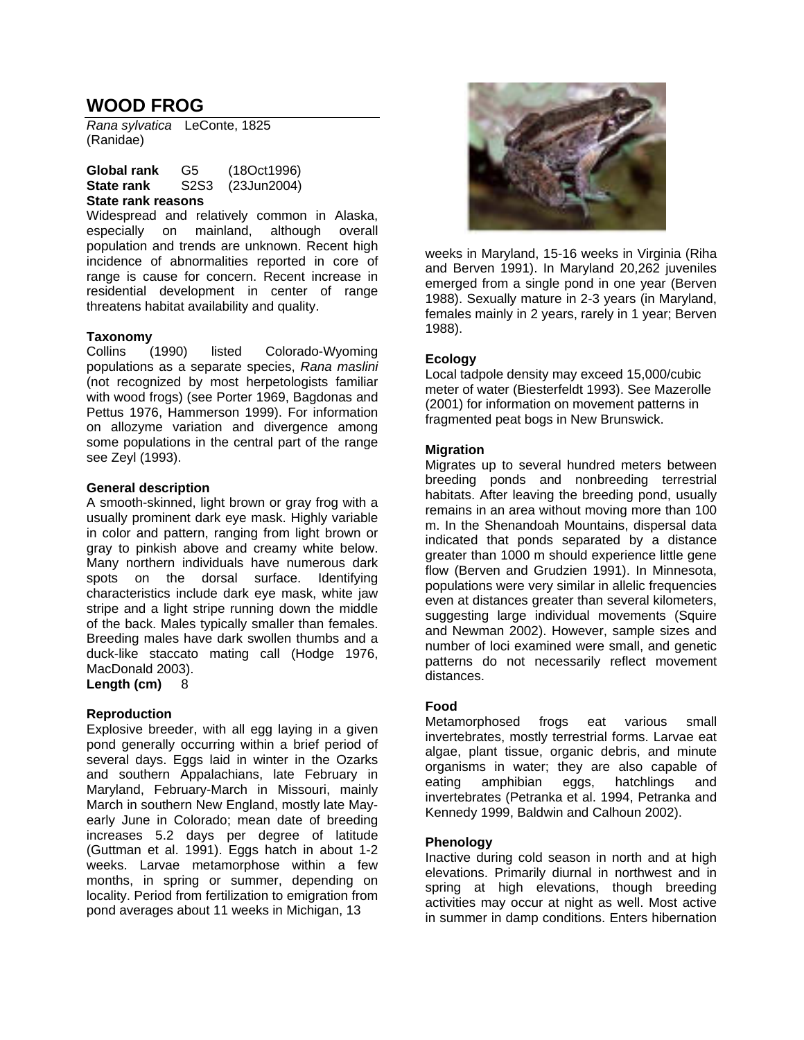# WOOD FROG

*Rana sylvatica* LeConte, 1825
(Ranidae)

**Global rank** G5 (18Oct1996)
**State rank** S2S3 (23Jun2004)

**State rank reasons**

Widespread and relatively common in Alaska, especially on mainland, although overall population and trends are unknown. Recent high incidence of abnormalities reported in core of range is cause for concern. Recent increase in residential development in center of range threatens habitat availability and quality.

**Taxonomy**

Collins (1990) listed Colorado-Wyoming populations as a separate species, *Rana maslini* (not recognized by most herpetologists familiar with wood frogs) (see Porter 1969, Bagdonas and Pettus 1976, Hammerson 1999). For information on allozyme variation and divergence among some populations in the central part of the range see Zeyl (1993).

**General description**

A smooth-skinned, light brown or gray frog with a usually prominent dark eye mask. Highly variable in color and pattern, ranging from light brown or gray to pinkish above and creamy white below. Many northern individuals have numerous dark spots on the dorsal surface. Identifying characteristics include dark eye mask, white jaw stripe and a light stripe running down the middle of the back. Males typically smaller than females. Breeding males have dark swollen thumbs and a duck-like staccato mating call (Hodge 1976, MacDonald 2003).

**Length (cm)** 8

**Reproduction**

Explosive breeder, with all egg laying in a given pond generally occurring within a brief period of several days. Eggs laid in winter in the Ozarks and southern Appalachians, late February in Maryland, February-March in Missouri, mainly March in southern New England, mostly late May-early June in Colorado; mean date of breeding increases 5.2 days per degree of latitude (Guttman et al. 1991). Eggs hatch in about 1-2 weeks. Larvae metamorphose within a few months, in spring or summer, depending on locality. Period from fertilization to emigration from pond averages about 11 weeks in Michigan, 13 weeks in Maryland, 15-16 weeks in Virginia (Riha and Berven 1991). In Maryland 20,262 juveniles emerged from a single pond in one year (Berven 1988). Sexually mature in 2-3 years (in Maryland, females mainly in 2 years, rarely in 1 year; Berven 1988).

**Ecology**

Local tadpole density may exceed 15,000/cubic meter of water (Biesterfeldt 1993). See Mazerolle (2001) for information on movement patterns in fragmented peat bogs in New Brunswick.

**Migration**

Migrates up to several hundred meters between breeding ponds and nonbreeding terrestrial habitats. After leaving the breeding pond, usually remains in an area without moving more than 100 m. In the Shenandoah Mountains, dispersal data indicated that ponds separated by a distance greater than 1000 m should experience little gene flow (Berven and Grudzien 1991). In Minnesota, populations were very similar in allelic frequencies even at distances greater than several kilometers, suggesting large individual movements (Squire and Newman 2002). However, sample sizes and number of loci examined were small, and genetic patterns do not necessarily reflect movement distances.

**Food**

Metamorphosed frogs eat various small invertebrates, mostly terrestrial forms. Larvae eat algae, plant tissue, organic debris, and minute organisms in water; they are also capable of eating amphibian eggs, hatchlings and invertebrates (Petranka et al. 1994, Petranka and Kennedy 1999, Baldwin and Calhoun 2002).

**Phenology**

Inactive during cold season in north and at high elevations. Primarily diurnal in northwest and in spring at high elevations, though breeding activities may occur at night as well. Most active in summer in damp conditions. Enters hibernation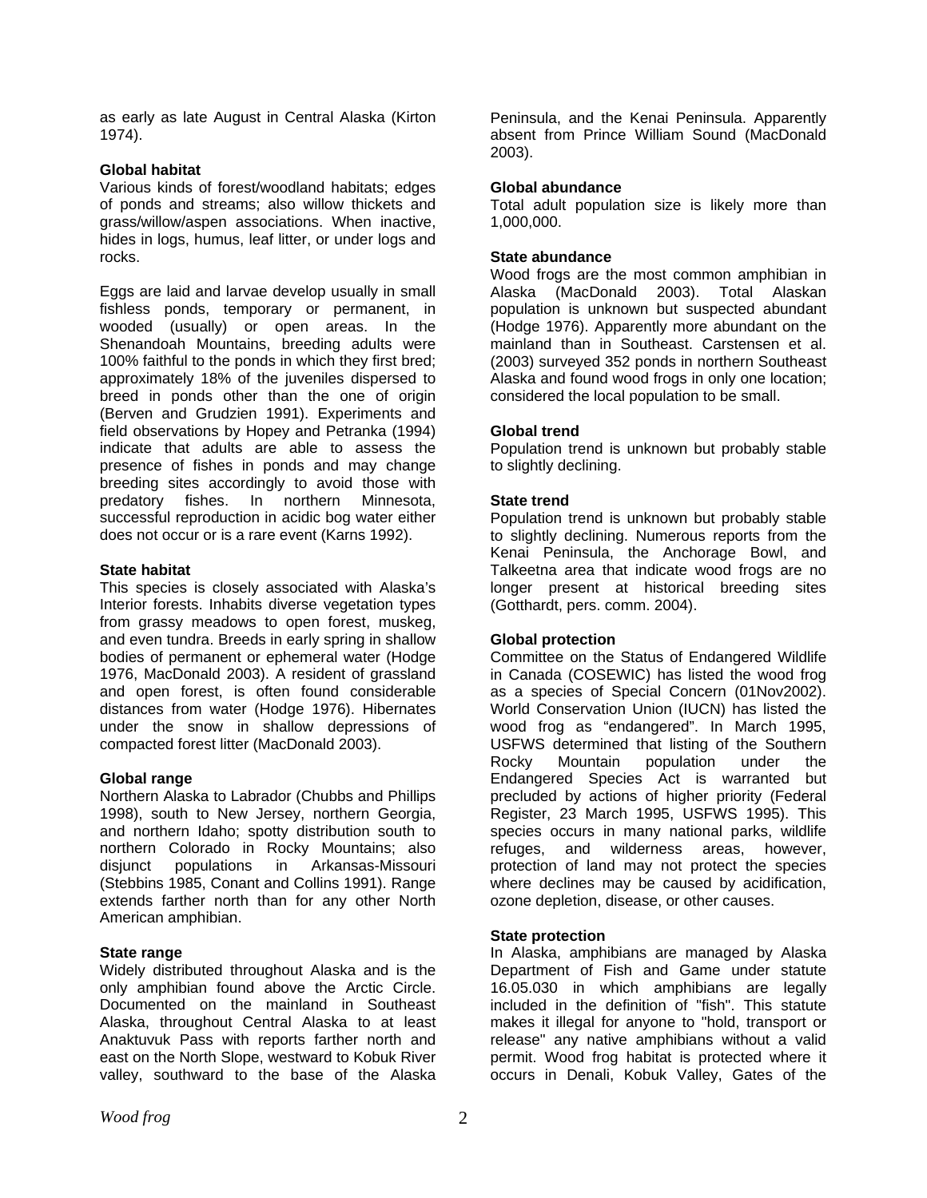as early as late August in Central Alaska (Kirton 1974).

**Global habitat**
Various kinds of forest/woodland habitats; edges of ponds and streams; also willow thickets and grass/willow/aspen associations. When inactive, hides in logs, humus, leaf litter, or under logs and rocks.

Eggs are laid and larvae develop usually in small fishless ponds, temporary or permanent, in wooded (usually) or open areas. In the Shenandoah Mountains, breeding adults were 100% faithful to the ponds in which they first bred; approximately 18% of the juveniles dispersed to breed in ponds other than the one of origin (Berven and Grudzien 1991). Experiments and field observations by Hopey and Petranka (1994) indicate that adults are able to assess the presence of fishes in ponds and may change breeding sites accordingly to avoid those with predatory fishes. In northern Minnesota, successful reproduction in acidic bog water either does not occur or is a rare event (Karns 1992).

**State habitat**
This species is closely associated with Alaska's Interior forests. Inhabits diverse vegetation types from grassy meadows to open forest, muskeg, and even tundra. Breeds in early spring in shallow bodies of permanent or ephemeral water (Hodge 1976, MacDonald 2003). A resident of grassland and open forest, is often found considerable distances from water (Hodge 1976). Hibernates under the snow in shallow depressions of compacted forest litter (MacDonald 2003).

**Global range**
Northern Alaska to Labrador (Chubbs and Phillips 1998), south to New Jersey, northern Georgia, and northern Idaho; spotty distribution south to northern Colorado in Rocky Mountains; also disjunct populations in Arkansas-Missouri (Stebbins 1985, Conant and Collins 1991). Range extends farther north than for any other North American amphibian.

**State range**
Widely distributed throughout Alaska and is the only amphibian found above the Arctic Circle. Documented on the mainland in Southeast Alaska, throughout Central Alaska to at least Anaktuvuk Pass with reports farther north and east on the North Slope, westward to Kobuk River valley, southward to the base of the Alaska Peninsula, and the Kenai Peninsula. Apparently absent from Prince William Sound (MacDonald 2003).

**Global abundance**
Total adult population size is likely more than 1,000,000.

**State abundance**
Wood frogs are the most common amphibian in Alaska (MacDonald 2003). Total Alaskan population is unknown but suspected abundant (Hodge 1976). Apparently more abundant on the mainland than in Southeast. Carstensen et al. (2003) surveyed 352 ponds in northern Southeast Alaska and found wood frogs in only one location; considered the local population to be small.

**Global trend**
Population trend is unknown but probably stable to slightly declining.

**State trend**
Population trend is unknown but probably stable to slightly declining. Numerous reports from the Kenai Peninsula, the Anchorage Bowl, and Talkeetna area that indicate wood frogs are no longer present at historical breeding sites (Gotthardt, pers. comm. 2004).

**Global protection**
Committee on the Status of Endangered Wildlife in Canada (COSEWIC) has listed the wood frog as a species of Special Concern (01Nov2002). World Conservation Union (IUCN) has listed the wood frog as "endangered". In March 1995, USFWS determined that listing of the Southern Rocky Mountain population under the Endangered Species Act is warranted but precluded by actions of higher priority (Federal Register, 23 March 1995, USFWS 1995). This species occurs in many national parks, wildlife refuges, and wilderness areas, however, protection of land may not protect the species where declines may be caused by acidification, ozone depletion, disease, or other causes.

**State protection**
In Alaska, amphibians are managed by Alaska Department of Fish and Game under statute 16.05.030 in which amphibians are legally included in the definition of "fish". This statute makes it illegal for anyone to "hold, transport or release" any native amphibians without a valid permit. Wood frog habitat is protected where it occurs in Denali, Kobuk Valley, Gates of the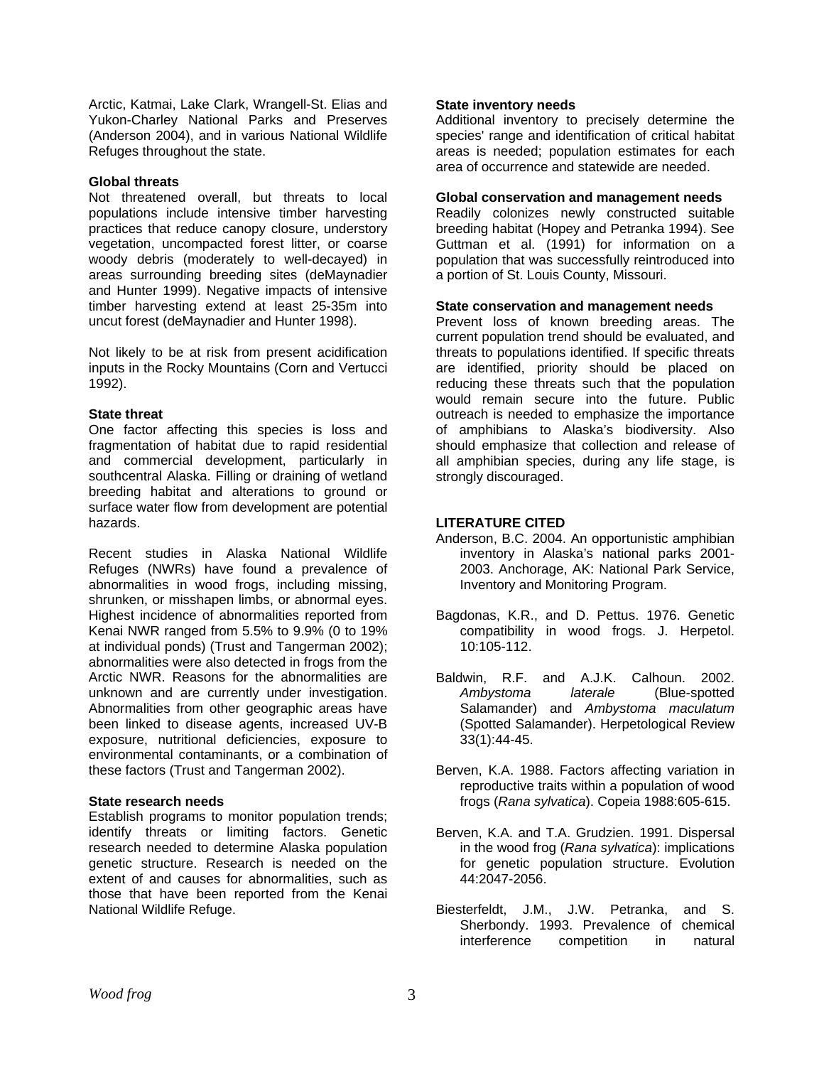Arctic, Katmai, Lake Clark, Wrangell-St. Elias and Yukon-Charley National Parks and Preserves (Anderson 2004), and in various National Wildlife Refuges throughout the state.

**Global threats**
Not threatened overall, but threats to local populations include intensive timber harvesting practices that reduce canopy closure, understory vegetation, uncompacted forest litter, or coarse woody debris (moderately to well-decayed) in areas surrounding breeding sites (deMaynadier and Hunter 1999). Negative impacts of intensive timber harvesting extend at least 25-35m into uncut forest (deMaynadier and Hunter 1998).

Not likely to be at risk from present acidification inputs in the Rocky Mountains (Corn and Vertucci 1992).

**State threat**
One factor affecting this species is loss and fragmentation of habitat due to rapid residential and commercial development, particularly in southcentral Alaska. Filling or draining of wetland breeding habitat and alterations to ground or surface water flow from development are potential hazards.

Recent studies in Alaska National Wildlife Refuges (NWRs) have found a prevalence of abnormalities in wood frogs, including missing, shrunken, or misshapen limbs, or abnormal eyes. Highest incidence of abnormalities reported from Kenai NWR ranged from 5.5% to 9.9% (0 to 19% at individual ponds) (Trust and Tangerman 2002); abnormalities were also detected in frogs from the Arctic NWR. Reasons for the abnormalities are unknown and are currently under investigation. Abnormalities from other geographic areas have been linked to disease agents, increased UV-B exposure, nutritional deficiencies, exposure to environmental contaminants, or a combination of these factors (Trust and Tangerman 2002).

**State research needs**
Establish programs to monitor population trends; identify threats or limiting factors. Genetic research needed to determine Alaska population genetic structure. Research is needed on the extent of and causes for abnormalities, such as those that have been reported from the Kenai National Wildlife Refuge.

**State inventory needs**
Additional inventory to precisely determine the species' range and identification of critical habitat areas is needed; population estimates for each area of occurrence and statewide are needed.

**Global conservation and management needs**
Readily colonizes newly constructed suitable breeding habitat (Hopey and Petranka 1994). See Guttman et al. (1991) for information on a population that was successfully reintroduced into a portion of St. Louis County, Missouri.

**State conservation and management needs**
Prevent loss of known breeding areas. The current population trend should be evaluated, and threats to populations identified. If specific threats are identified, priority should be placed on reducing these threats such that the population would remain secure into the future. Public outreach is needed to emphasize the importance of amphibians to Alaska's biodiversity. Also should emphasize that collection and release of all amphibian species, during any life stage, is strongly discouraged.

## LITERATURE CITED

Anderson, B.C. 2004. An opportunistic amphibian inventory in Alaska's national parks 2001-2003. Anchorage, AK: National Park Service, Inventory and Monitoring Program.

Bagdonas, K.R., and D. Pettus. 1976. Genetic compatibility in wood frogs. J. Herpetol. 10:105-112.

Baldwin, R.F. and A.J.K. Calhoun. 2002. *Ambystoma laterale* (Blue-spotted Salamander) and *Ambystoma maculatum* (Spotted Salamander). Herpetological Review 33(1):44-45.

Berven, K.A. 1988. Factors affecting variation in reproductive traits within a population of wood frogs (*Rana sylvatica*). Copeia 1988:605-615.

Berven, K.A. and T.A. Grudzien. 1991. Dispersal in the wood frog (*Rana sylvatica*): implications for genetic population structure. Evolution 44:2047-2056.

Biesterfeldt, J.M., J.W. Petranka, and S. Sherbondy. 1993. Prevalence of chemical interference competition in natural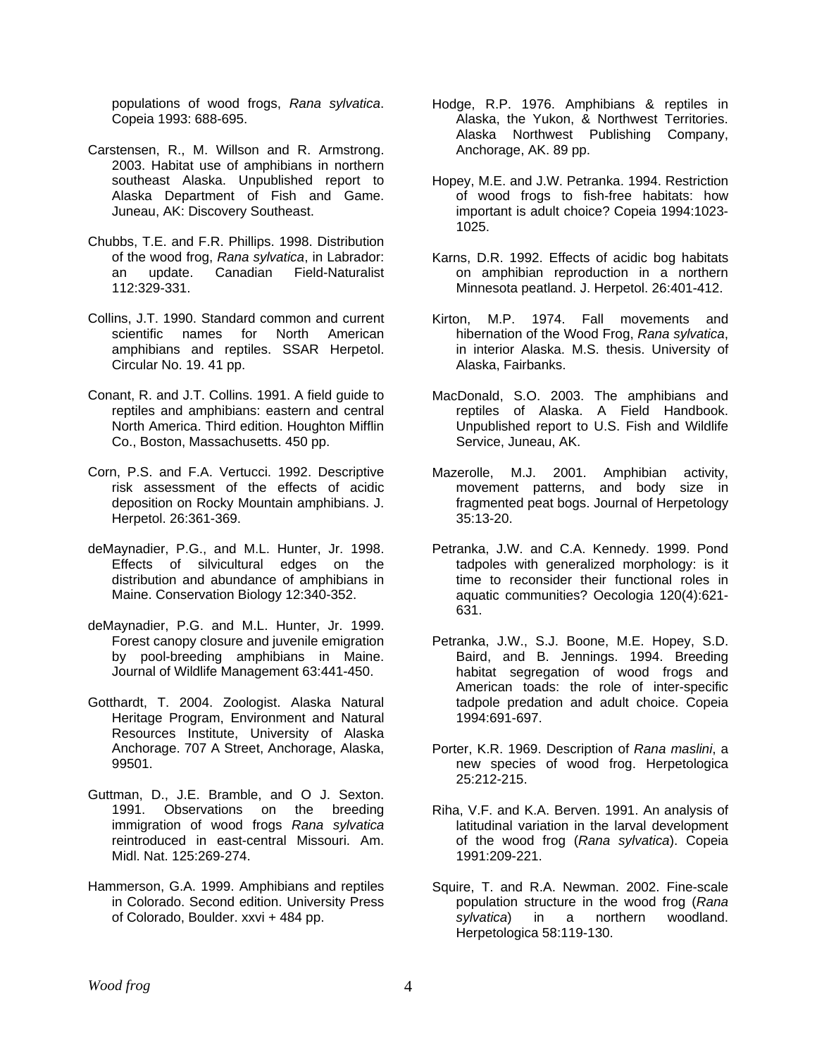populations of wood frogs, *Rana sylvatica*. Copeia 1993: 688-695.

Carstensen, R., M. Willson and R. Armstrong. 2003. Habitat use of amphibians in northern southeast Alaska. Unpublished report to Alaska Department of Fish and Game. Juneau, AK: Discovery Southeast.

Chubbs, T.E. and F.R. Phillips. 1998. Distribution of the wood frog, *Rana sylvatica*, in Labrador: an update. Canadian Field-Naturalist 112:329-331.

Collins, J.T. 1990. Standard common and current scientific names for North American amphibians and reptiles. SSAR Herpetol. Circular No. 19. 41 pp.

Conant, R. and J.T. Collins. 1991. A field guide to reptiles and amphibians: eastern and central North America. Third edition. Houghton Mifflin Co., Boston, Massachusetts. 450 pp.

Corn, P.S. and F.A. Vertucci. 1992. Descriptive risk assessment of the effects of acidic deposition on Rocky Mountain amphibians. J. Herpetol. 26:361-369.

deMaynadier, P.G., and M.L. Hunter, Jr. 1998. Effects of silvicultural edges on the distribution and abundance of amphibians in Maine. Conservation Biology 12:340-352.

deMaynadier, P.G. and M.L. Hunter, Jr. 1999. Forest canopy closure and juvenile emigration by pool-breeding amphibians in Maine. Journal of Wildlife Management 63:441-450.

Gotthardt, T. 2004. Zoologist. Alaska Natural Heritage Program, Environment and Natural Resources Institute, University of Alaska Anchorage. 707 A Street, Anchorage, Alaska, 99501.

Guttman, D., J.E. Bramble, and O J. Sexton. 1991. Observations on the breeding immigration of wood frogs *Rana sylvatica* reintroduced in east-central Missouri. Am. Midl. Nat. 125:269-274.

Hammerson, G.A. 1999. Amphibians and reptiles in Colorado. Second edition. University Press of Colorado, Boulder. xxvi + 484 pp.

Hodge, R.P. 1976. Amphibians & reptiles in Alaska, the Yukon, & Northwest Territories. Alaska Northwest Publishing Company, Anchorage, AK. 89 pp.

Hopey, M.E. and J.W. Petranka. 1994. Restriction of wood frogs to fish-free habitats: how important is adult choice? Copeia 1994:1023-1025.

Karns, D.R. 1992. Effects of acidic bog habitats on amphibian reproduction in a northern Minnesota peatland. J. Herpetol. 26:401-412.

Kirton, M.P. 1974. Fall movements and hibernation of the Wood Frog, *Rana sylvatica*, in interior Alaska. M.S. thesis. University of Alaska, Fairbanks.

MacDonald, S.O. 2003. The amphibians and reptiles of Alaska. A Field Handbook. Unpublished report to U.S. Fish and Wildlife Service, Juneau, AK.

Mazerolle, M.J. 2001. Amphibian activity, movement patterns, and body size in fragmented peat bogs. Journal of Herpetology 35:13-20.

Petranka, J.W. and C.A. Kennedy. 1999. Pond tadpoles with generalized morphology: is it time to reconsider their functional roles in aquatic communities? Oecologia 120(4):621-631.

Petranka, J.W., S.J. Boone, M.E. Hopey, S.D. Baird, and B. Jennings. 1994. Breeding habitat segregation of wood frogs and American toads: the role of inter-specific tadpole predation and adult choice. Copeia 1994:691-697.

Porter, K.R. 1969. Description of *Rana maslini*, a new species of wood frog. Herpetologica 25:212-215.

Riha, V.F. and K.A. Berven. 1991. An analysis of latitudinal variation in the larval development of the wood frog (*Rana sylvatica*). Copeia 1991:209-221.

Squire, T. and R.A. Newman. 2002. Fine-scale population structure in the wood frog (*Rana sylvatica*) in a northern woodland. Herpetologica 58:119-130.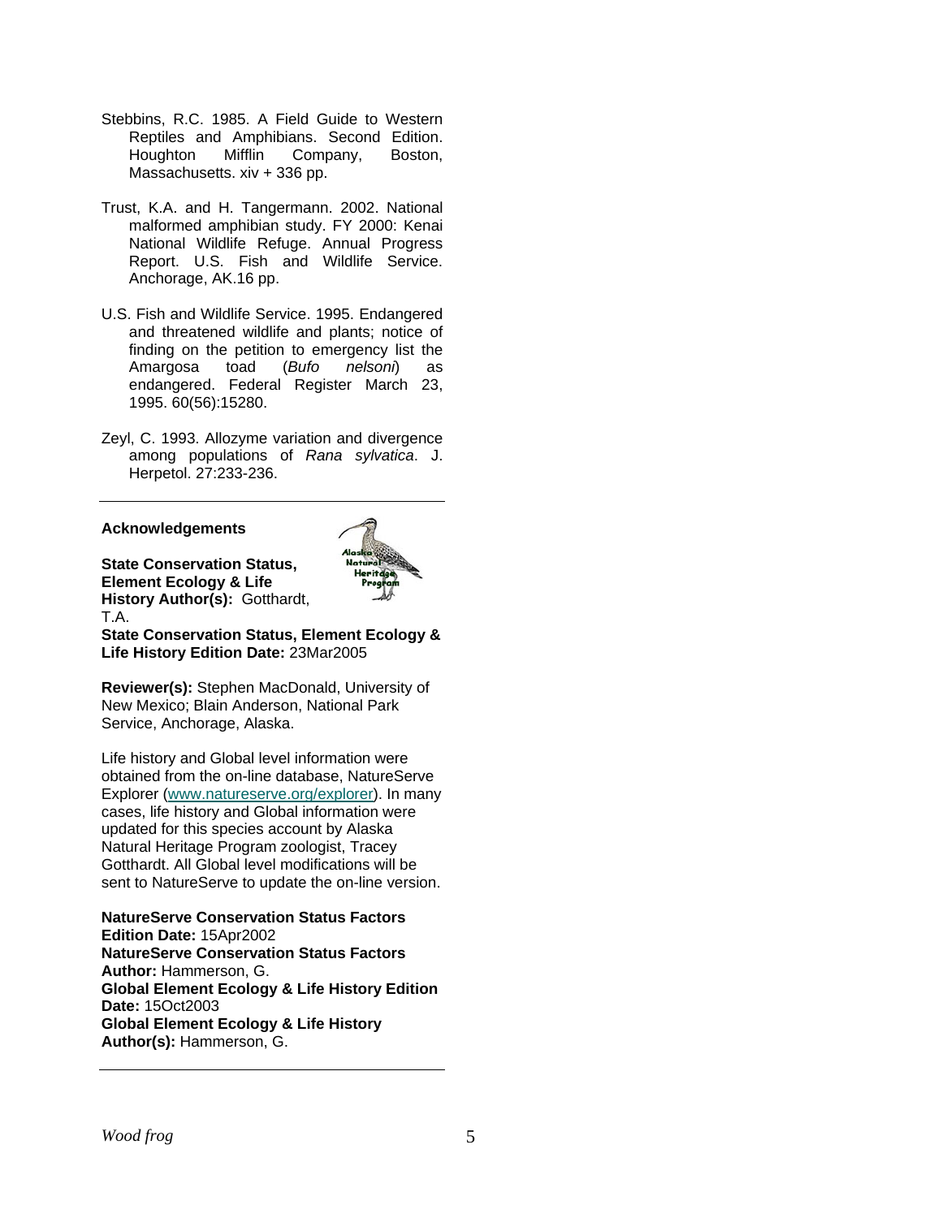Stebbins, R.C. 1985. A Field Guide to Western Reptiles and Amphibians. Second Edition. Houghton Mifflin Company, Boston, Massachusetts. xiv + 336 pp.

Trust, K.A. and H. Tangermann. 2002. National malformed amphibian study. FY 2000: Kenai National Wildlife Refuge. Annual Progress Report. U.S. Fish and Wildlife Service. Anchorage, AK.16 pp.

U.S. Fish and Wildlife Service. 1995. Endangered and threatened wildlife and plants; notice of finding on the petition to emergency list the Amargosa toad (*Bufo nelsoni*) as endangered. Federal Register March 23, 1995. 60(56):15280.

Zeyl, C. 1993. Allozyme variation and divergence among populations of *Rana sylvatica*. J. Herpetol. 27:233-236.

---

**Acknowledgements**

**State Conservation Status, Element Ecology & Life History Author(s):** Gotthardt, T.A.
**State Conservation Status, Element Ecology & Life History Edition Date:** 23Mar2005

**Reviewer(s):** Stephen MacDonald, University of New Mexico; Blain Anderson, National Park Service, Anchorage, Alaska.

Life history and Global level information were obtained from the on-line database, NatureServe Explorer (www.natureserve.org/explorer). In many cases, life history and Global information were updated for this species account by Alaska Natural Heritage Program zoologist, Tracey Gotthardt. All Global level modifications will be sent to NatureServe to update the on-line version.

**NatureServe Conservation Status Factors Edition Date:** 15Apr2002
**NatureServe Conservation Status Factors Author:** Hammerson, G.
**Global Element Ecology & Life History Edition Date:** 15Oct2003
**Global Element Ecology & Life History Author(s):** Hammerson, G.

---